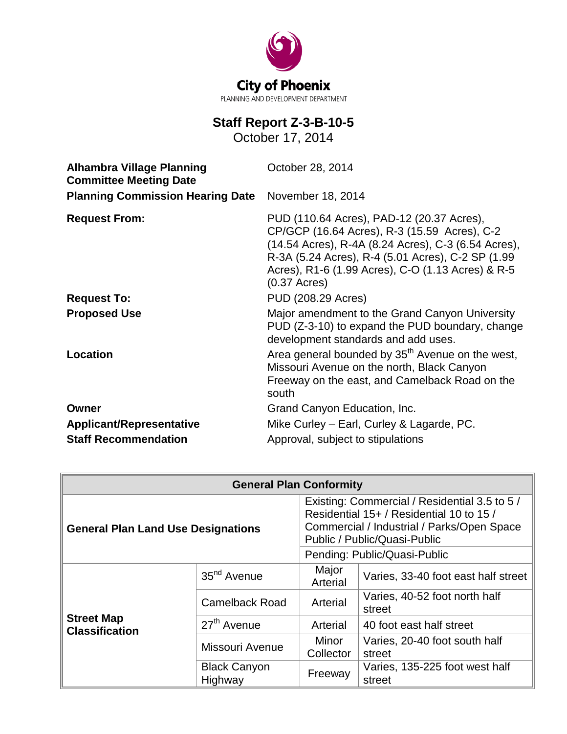City of Phoenix

PLANNING AND DEVELOPMENT DEPARTMENT

# Staff Report Z-3-B-10-5

October 17, 2014

| | |
|---|---|
| **Alhambra Village Planning Committee Meeting Date** | October 28, 2014 |
| **Planning Commission Hearing Date** | November 18, 2014 |
| **Request From:** | PUD (110.64 Acres), PAD-12 (20.37 Acres), CP/GCP (16.64 Acres), R-3 (15.59 Acres), C-2 (14.54 Acres), R-4A (8.24 Acres), C-3 (6.54 Acres), R-3A (5.24 Acres), R-4 (5.01 Acres), C-2 SP (1.99 Acres), R1-6 (1.99 Acres), C-O (1.13 Acres) & R-5 (0.37 Acres) |
| **Request To:** | PUD (208.29 Acres) |
| **Proposed Use** | Major amendment to the Grand Canyon University PUD (Z-3-10) to expand the PUD boundary, change development standards and add uses. |
| **Location** | Area general bounded by 35th Avenue on the west, Missouri Avenue on the north, Black Canyon Freeway on the east, and Camelback Road on the south |
| **Owner** | Grand Canyon Education, Inc. |
| **Applicant/Representative** | Mike Curley – Earl, Curley & Lagarde, PC. |
| **Staff Recommendation** | Approval, subject to stipulations |

| General Plan Conformity | | | |
|---|---|---|---|
| **General Plan Land Use Designations** | | Existing: Commercial / Residential 3.5 to 5 / Residential 15+ / Residential 10 to 15 / Commercial / Industrial / Parks/Open Space Public / Public/Quasi-Public | |
| | | Pending: Public/Quasi-Public | |
| **Street Map Classification** | 35nd Avenue | Major Arterial | Varies, 33-40 foot east half street |
| | Camelback Road | Arterial | Varies, 40-52 foot north half street |
| | 27th Avenue | Arterial | 40 foot east half street |
| | Missouri Avenue | Minor Collector | Varies, 20-40 foot south half street |
| | Black Canyon Highway | Freeway | Varies, 135-225 foot west half street |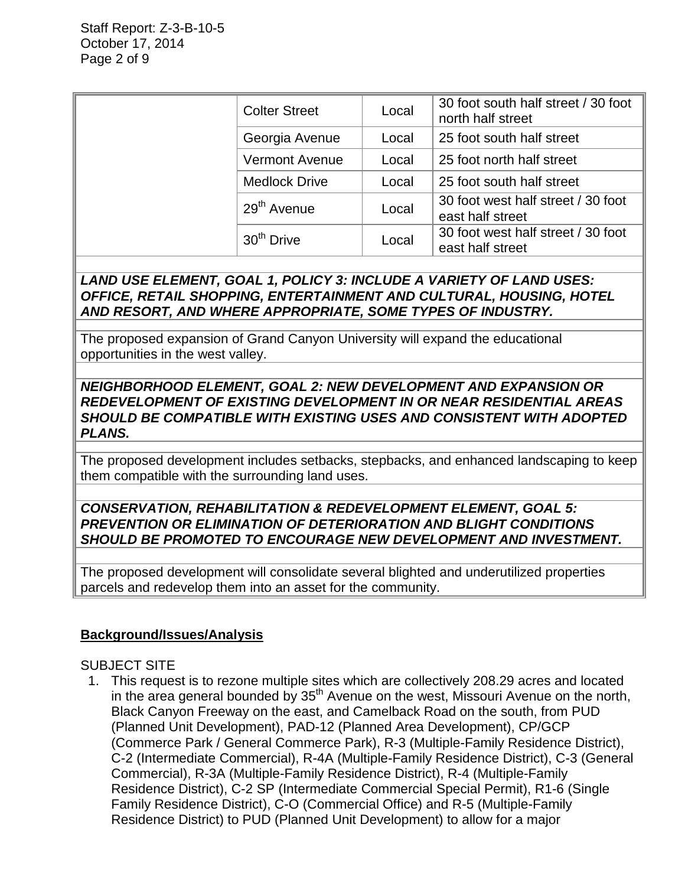| | | | |
|---|---|---|---|
| | Colter Street | Local | 30 foot south half street / 30 foot north half street |
| | Georgia Avenue | Local | 25 foot south half street |
| | Vermont Avenue | Local | 25 foot north half street |
| | Medlock Drive | Local | 25 foot south half street |
| | 29th Avenue | Local | 30 foot west half street / 30 foot east half street |
| | 30th Drive | Local | 30 foot west half street / 30 foot east half street |

***LAND USE ELEMENT, GOAL 1, POLICY 3: INCLUDE A VARIETY OF LAND USES: OFFICE, RETAIL SHOPPING, ENTERTAINMENT AND CULTURAL, HOUSING, HOTEL AND RESORT, AND WHERE APPROPRIATE, SOME TYPES OF INDUSTRY.***

The proposed expansion of Grand Canyon University will expand the educational opportunities in the west valley.

***NEIGHBORHOOD ELEMENT, GOAL 2: NEW DEVELOPMENT AND EXPANSION OR REDEVELOPMENT OF EXISTING DEVELOPMENT IN OR NEAR RESIDENTIAL AREAS SHOULD BE COMPATIBLE WITH EXISTING USES AND CONSISTENT WITH ADOPTED PLANS.***

The proposed development includes setbacks, stepbacks, and enhanced landscaping to keep them compatible with the surrounding land uses.

***CONSERVATION, REHABILITATION & REDEVELOPMENT ELEMENT, GOAL 5: PREVENTION OR ELIMINATION OF DETERIORATION AND BLIGHT CONDITIONS SHOULD BE PROMOTED TO ENCOURAGE NEW DEVELOPMENT AND INVESTMENT.***

The proposed development will consolidate several blighted and underutilized properties parcels and redevelop them into an asset for the community.

**Background/Issues/Analysis**

SUBJECT SITE

1. This request is to rezone multiple sites which are collectively 208.29 acres and located in the area general bounded by 35th Avenue on the west, Missouri Avenue on the north, Black Canyon Freeway on the east, and Camelback Road on the south, from PUD (Planned Unit Development), PAD-12 (Planned Area Development), CP/GCP (Commerce Park / General Commerce Park), R-3 (Multiple-Family Residence District), C-2 (Intermediate Commercial), R-4A (Multiple-Family Residence District), C-3 (General Commercial), R-3A (Multiple-Family Residence District), R-4 (Multiple-Family Residence District), C-2 SP (Intermediate Commercial Special Permit), R1-6 (Single Family Residence District), C-O (Commercial Office) and R-5 (Multiple-Family Residence District) to PUD (Planned Unit Development) to allow for a major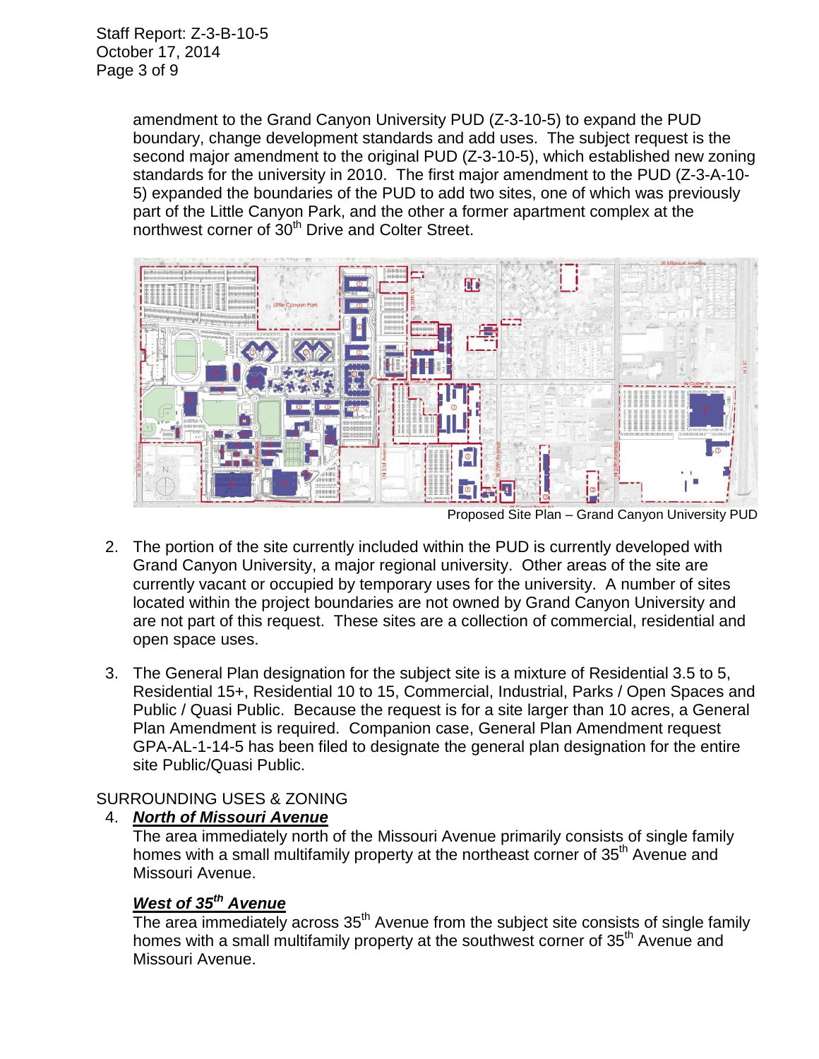amendment to the Grand Canyon University PUD (Z-3-10-5) to expand the PUD boundary, change development standards and add uses. The subject request is the second major amendment to the original PUD (Z-3-10-5), which established new zoning standards for the university in 2010. The first major amendment to the PUD (Z-3-A-10-5) expanded the boundaries of the PUD to add two sites, one of which was previously part of the Little Canyon Park, and the other a former apartment complex at the northwest corner of 30th Drive and Colter Street.

Proposed Site Plan – Grand Canyon University PUD

2. The portion of the site currently included within the PUD is currently developed with Grand Canyon University, a major regional university. Other areas of the site are currently vacant or occupied by temporary uses for the university. A number of sites located within the project boundaries are not owned by Grand Canyon University and are not part of this request. These sites are a collection of commercial, residential and open space uses.

3. The General Plan designation for the subject site is a mixture of Residential 3.5 to 5, Residential 15+, Residential 10 to 15, Commercial, Industrial, Parks / Open Spaces and Public / Quasi Public. Because the request is for a site larger than 10 acres, a General Plan Amendment is required. Companion case, General Plan Amendment request GPA-AL-1-14-5 has been filed to designate the general plan designation for the entire site Public/Quasi Public.

SURROUNDING USES & ZONING

4. ***North of Missouri Avenue***

   The area immediately north of the Missouri Avenue primarily consists of single family homes with a small multifamily property at the northeast corner of 35th Avenue and Missouri Avenue.

   ***West of 35th Avenue***

   The area immediately across 35th Avenue from the subject site consists of single family homes with a small multifamily property at the southwest corner of 35th Avenue and Missouri Avenue.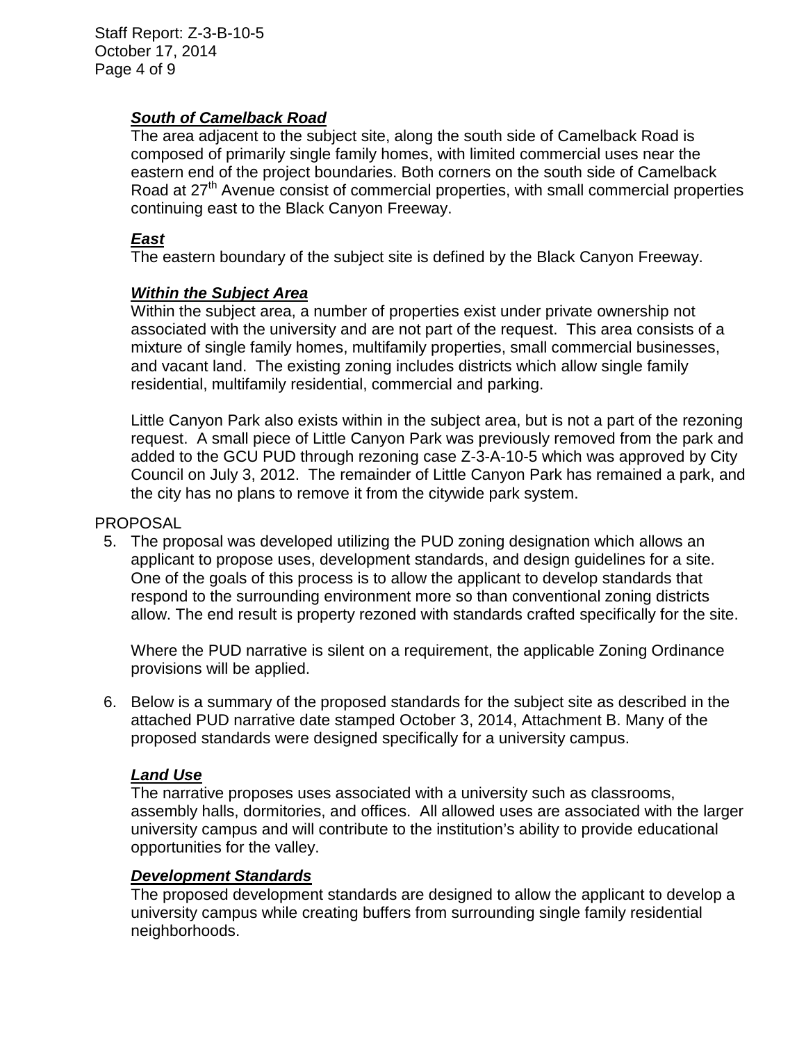***South of Camelback Road***

The area adjacent to the subject site, along the south side of Camelback Road is composed of primarily single family homes, with limited commercial uses near the eastern end of the project boundaries. Both corners on the south side of Camelback Road at 27th Avenue consist of commercial properties, with small commercial properties continuing east to the Black Canyon Freeway.

***East***

The eastern boundary of the subject site is defined by the Black Canyon Freeway.

***Within the Subject Area***

Within the subject area, a number of properties exist under private ownership not associated with the university and are not part of the request. This area consists of a mixture of single family homes, multifamily properties, small commercial businesses, and vacant land. The existing zoning includes districts which allow single family residential, multifamily residential, commercial and parking.

Little Canyon Park also exists within in the subject area, but is not a part of the rezoning request. A small piece of Little Canyon Park was previously removed from the park and added to the GCU PUD through rezoning case Z-3-A-10-5 which was approved by City Council on July 3, 2012. The remainder of Little Canyon Park has remained a park, and the city has no plans to remove it from the citywide park system.

PROPOSAL

5. The proposal was developed utilizing the PUD zoning designation which allows an applicant to propose uses, development standards, and design guidelines for a site. One of the goals of this process is to allow the applicant to develop standards that respond to the surrounding environment more so than conventional zoning districts allow. The end result is property rezoned with standards crafted specifically for the site.

   Where the PUD narrative is silent on a requirement, the applicable Zoning Ordinance provisions will be applied.

6. Below is a summary of the proposed standards for the subject site as described in the attached PUD narrative date stamped October 3, 2014, Attachment B. Many of the proposed standards were designed specifically for a university campus.

***Land Use***

The narrative proposes uses associated with a university such as classrooms, assembly halls, dormitories, and offices. All allowed uses are associated with the larger university campus and will contribute to the institution's ability to provide educational opportunities for the valley.

***Development Standards***

The proposed development standards are designed to allow the applicant to develop a university campus while creating buffers from surrounding single family residential neighborhoods.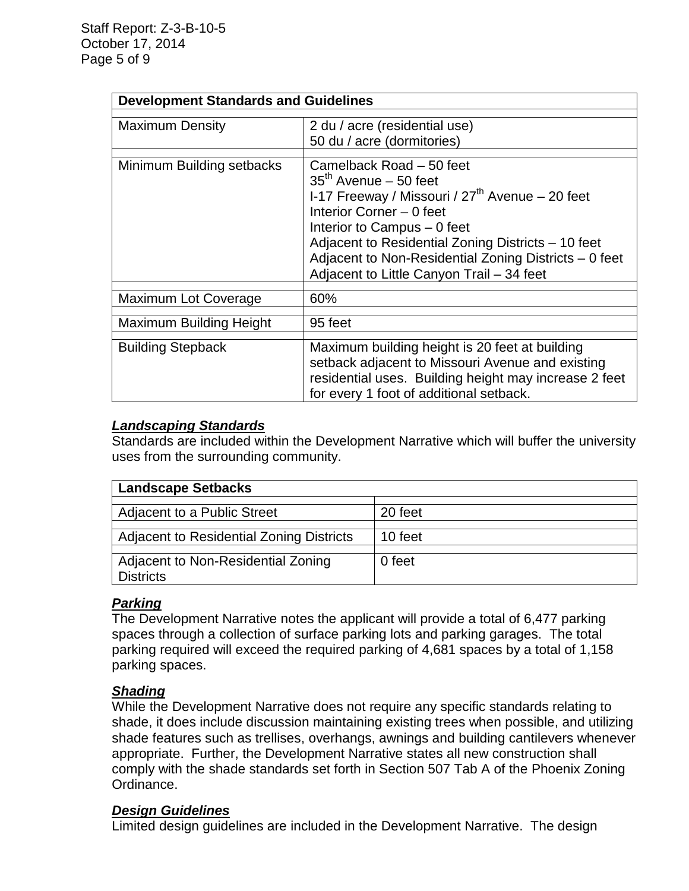| Development Standards and Guidelines | |
|---|---|
| Maximum Density | 2 du / acre (residential use)<br>50 du / acre (dormitories) |
| Minimum Building setbacks | Camelback Road – 50 feet<br>35th Avenue – 50 feet<br>I-17 Freeway / Missouri / 27th Avenue – 20 feet<br>Interior Corner – 0 feet<br>Interior to Campus – 0 feet<br>Adjacent to Residential Zoning Districts – 10 feet<br>Adjacent to Non-Residential Zoning Districts – 0 feet<br>Adjacent to Little Canyon Trail – 34 feet |
| Maximum Lot Coverage | 60% |
| Maximum Building Height | 95 feet |
| Building Stepback | Maximum building height is 20 feet at building setback adjacent to Missouri Avenue and existing residential uses. Building height may increase 2 feet for every 1 foot of additional setback. |

### ***Landscaping Standards***

Standards are included within the Development Narrative which will buffer the university uses from the surrounding community.

| Landscape Setbacks | |
|---|---|
| Adjacent to a Public Street | 20 feet |
| Adjacent to Residential Zoning Districts | 10 feet |
| Adjacent to Non-Residential Zoning Districts | 0 feet |

### ***Parking***

The Development Narrative notes the applicant will provide a total of 6,477 parking spaces through a collection of surface parking lots and parking garages. The total parking required will exceed the required parking of 4,681 spaces by a total of 1,158 parking spaces.

### ***Shading***

While the Development Narrative does not require any specific standards relating to shade, it does include discussion maintaining existing trees when possible, and utilizing shade features such as trellises, overhangs, awnings and building cantilevers whenever appropriate. Further, the Development Narrative states all new construction shall comply with the shade standards set forth in Section 507 Tab A of the Phoenix Zoning Ordinance.

### ***Design Guidelines***

Limited design guidelines are included in the Development Narrative. The design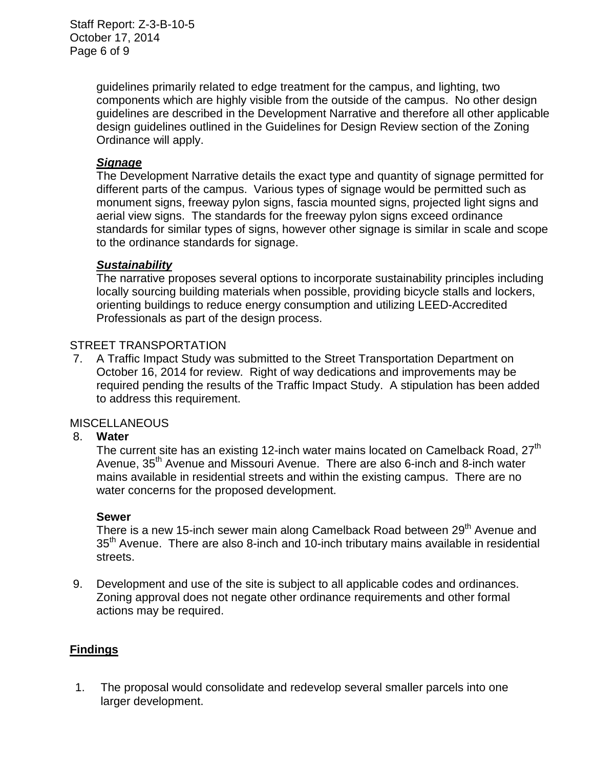guidelines primarily related to edge treatment for the campus, and lighting, two components which are highly visible from the outside of the campus. No other design guidelines are described in the Development Narrative and therefore all other applicable design guidelines outlined in the Guidelines for Design Review section of the Zoning Ordinance will apply.

***Signage***
The Development Narrative details the exact type and quantity of signage permitted for different parts of the campus. Various types of signage would be permitted such as monument signs, freeway pylon signs, fascia mounted signs, projected light signs and aerial view signs. The standards for the freeway pylon signs exceed ordinance standards for similar types of signs, however other signage is similar in scale and scope to the ordinance standards for signage.

***Sustainability***
The narrative proposes several options to incorporate sustainability principles including locally sourcing building materials when possible, providing bicycle stalls and lockers, orienting buildings to reduce energy consumption and utilizing LEED-Accredited Professionals as part of the design process.

STREET TRANSPORTATION

7. A Traffic Impact Study was submitted to the Street Transportation Department on October 16, 2014 for review. Right of way dedications and improvements may be required pending the results of the Traffic Impact Study. A stipulation has been added to address this requirement.

MISCELLANEOUS

8. **Water**
   The current site has an existing 12-inch water mains located on Camelback Road, 27th Avenue, 35th Avenue and Missouri Avenue. There are also 6-inch and 8-inch water mains available in residential streets and within the existing campus. There are no water concerns for the proposed development.

   **Sewer**
   There is a new 15-inch sewer main along Camelback Road between 29th Avenue and 35th Avenue. There are also 8-inch and 10-inch tributary mains available in residential streets.

9. Development and use of the site is subject to all applicable codes and ordinances. Zoning approval does not negate other ordinance requirements and other formal actions may be required.

## **Findings**

1. The proposal would consolidate and redevelop several smaller parcels into one larger development.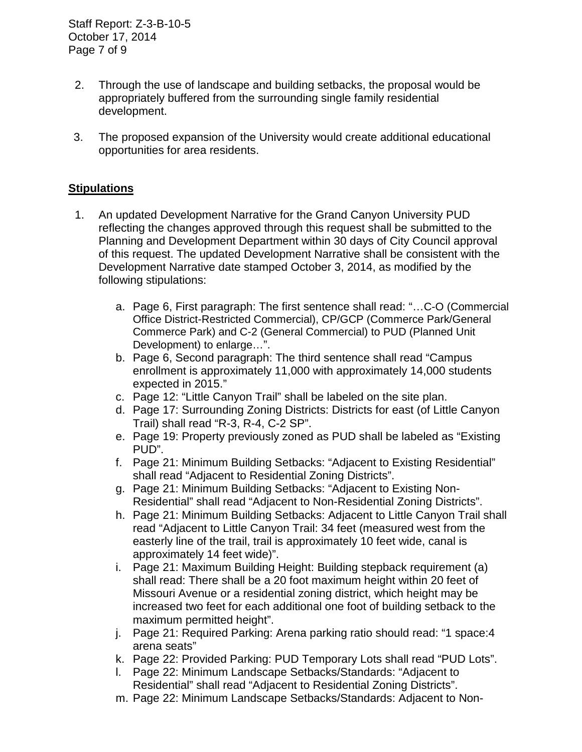2. Through the use of landscape and building setbacks, the proposal would be appropriately buffered from the surrounding single family residential development.

3. The proposed expansion of the University would create additional educational opportunities for area residents.

## Stipulations

1. An updated Development Narrative for the Grand Canyon University PUD reflecting the changes approved through this request shall be submitted to the Planning and Development Department within 30 days of City Council approval of this request. The updated Development Narrative shall be consistent with the Development Narrative date stamped October 3, 2014, as modified by the following stipulations:

    a. Page 6, First paragraph: The first sentence shall read: "…C-O (Commercial Office District-Restricted Commercial), CP/GCP (Commerce Park/General Commerce Park) and C-2 (General Commercial) to PUD (Planned Unit Development) to enlarge…".
    b. Page 6, Second paragraph: The third sentence shall read "Campus enrollment is approximately 11,000 with approximately 14,000 students expected in 2015."
    c. Page 12: "Little Canyon Trail" shall be labeled on the site plan.
    d. Page 17: Surrounding Zoning Districts: Districts for east (of Little Canyon Trail) shall read "R-3, R-4, C-2 SP".
    e. Page 19: Property previously zoned as PUD shall be labeled as "Existing PUD".
    f. Page 21: Minimum Building Setbacks: "Adjacent to Existing Residential" shall read "Adjacent to Residential Zoning Districts".
    g. Page 21: Minimum Building Setbacks: "Adjacent to Existing Non-Residential" shall read "Adjacent to Non-Residential Zoning Districts".
    h. Page 21: Minimum Building Setbacks: Adjacent to Little Canyon Trail shall read "Adjacent to Little Canyon Trail: 34 feet (measured west from the easterly line of the trail, trail is approximately 10 feet wide, canal is approximately 14 feet wide)".
    i. Page 21: Maximum Building Height: Building stepback requirement (a) shall read: There shall be a 20 foot maximum height within 20 feet of Missouri Avenue or a residential zoning district, which height may be increased two feet for each additional one foot of building setback to the maximum permitted height".
    j. Page 21: Required Parking: Arena parking ratio should read: "1 space:4 arena seats"
    k. Page 22: Provided Parking: PUD Temporary Lots shall read "PUD Lots".
    l. Page 22: Minimum Landscape Setbacks/Standards: "Adjacent to Residential" shall read "Adjacent to Residential Zoning Districts".
    m. Page 22: Minimum Landscape Setbacks/Standards: Adjacent to Non-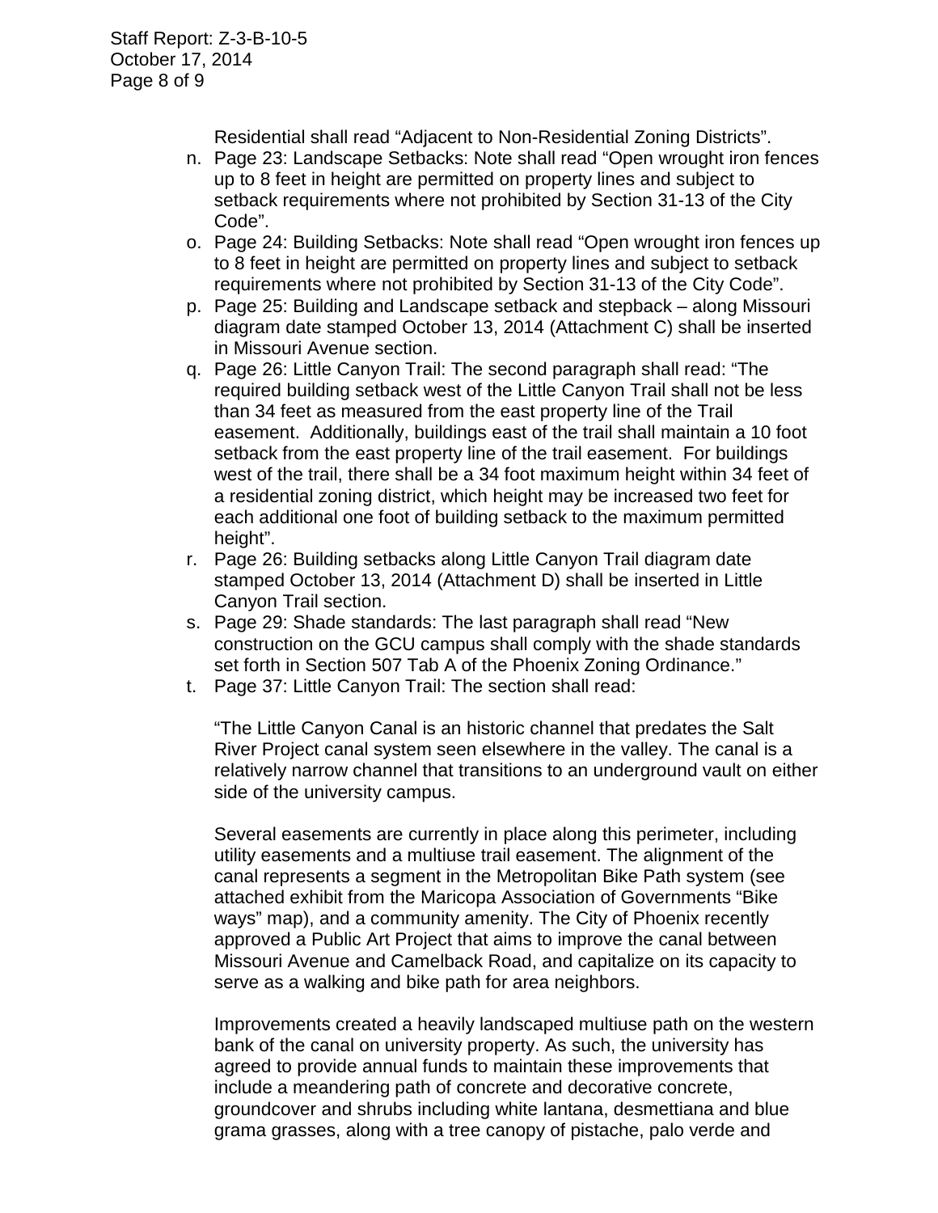Residential shall read "Adjacent to Non-Residential Zoning Districts".

n. Page 23: Landscape Setbacks: Note shall read "Open wrought iron fences up to 8 feet in height are permitted on property lines and subject to setback requirements where not prohibited by Section 31-13 of the City Code".

o. Page 24: Building Setbacks: Note shall read "Open wrought iron fences up to 8 feet in height are permitted on property lines and subject to setback requirements where not prohibited by Section 31-13 of the City Code".

p. Page 25: Building and Landscape setback and stepback – along Missouri diagram date stamped October 13, 2014 (Attachment C) shall be inserted in Missouri Avenue section.

q. Page 26: Little Canyon Trail: The second paragraph shall read: "The required building setback west of the Little Canyon Trail shall not be less than 34 feet as measured from the east property line of the Trail easement. Additionally, buildings east of the trail shall maintain a 10 foot setback from the east property line of the trail easement. For buildings west of the trail, there shall be a 34 foot maximum height within 34 feet of a residential zoning district, which height may be increased two feet for each additional one foot of building setback to the maximum permitted height".

r. Page 26: Building setbacks along Little Canyon Trail diagram date stamped October 13, 2014 (Attachment D) shall be inserted in Little Canyon Trail section.

s. Page 29: Shade standards: The last paragraph shall read "New construction on the GCU campus shall comply with the shade standards set forth in Section 507 Tab A of the Phoenix Zoning Ordinance."

t. Page 37: Little Canyon Trail: The section shall read:

"The Little Canyon Canal is an historic channel that predates the Salt River Project canal system seen elsewhere in the valley. The canal is a relatively narrow channel that transitions to an underground vault on either side of the university campus.

Several easements are currently in place along this perimeter, including utility easements and a multiuse trail easement. The alignment of the canal represents a segment in the Metropolitan Bike Path system (see attached exhibit from the Maricopa Association of Governments "Bike ways" map), and a community amenity. The City of Phoenix recently approved a Public Art Project that aims to improve the canal between Missouri Avenue and Camelback Road, and capitalize on its capacity to serve as a walking and bike path for area neighbors.

Improvements created a heavily landscaped multiuse path on the western bank of the canal on university property. As such, the university has agreed to provide annual funds to maintain these improvements that include a meandering path of concrete and decorative concrete, groundcover and shrubs including white lantana, desmettiana and blue grama grasses, along with a tree canopy of pistache, palo verde and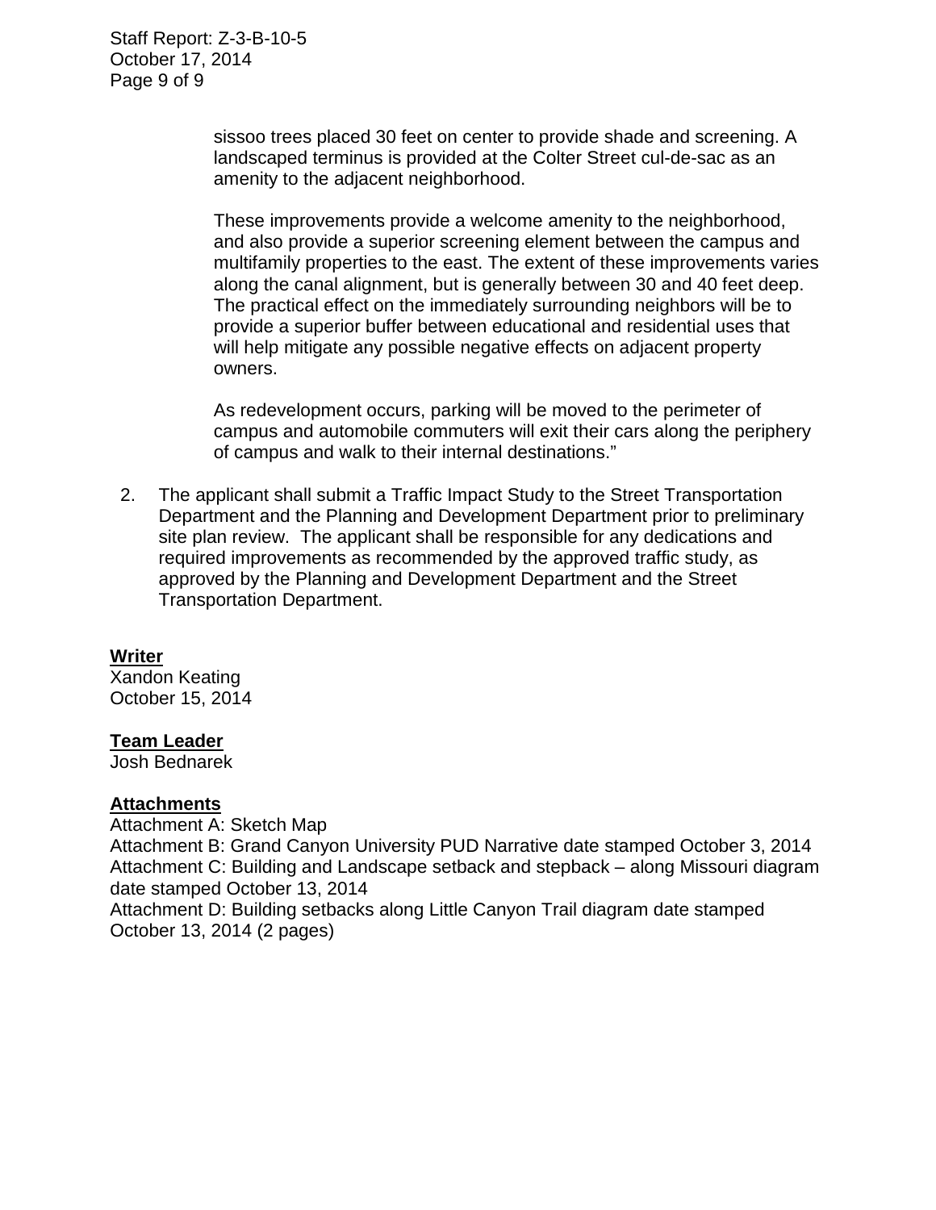sissoo trees placed 30 feet on center to provide shade and screening. A landscaped terminus is provided at the Colter Street cul-de-sac as an amenity to the adjacent neighborhood.

These improvements provide a welcome amenity to the neighborhood, and also provide a superior screening element between the campus and multifamily properties to the east. The extent of these improvements varies along the canal alignment, but is generally between 30 and 40 feet deep. The practical effect on the immediately surrounding neighbors will be to provide a superior buffer between educational and residential uses that will help mitigate any possible negative effects on adjacent property owners.

As redevelopment occurs, parking will be moved to the perimeter of campus and automobile commuters will exit their cars along the periphery of campus and walk to their internal destinations."

2. The applicant shall submit a Traffic Impact Study to the Street Transportation Department and the Planning and Development Department prior to preliminary site plan review. The applicant shall be responsible for any dedications and required improvements as recommended by the approved traffic study, as approved by the Planning and Development Department and the Street Transportation Department.

**Writer**
Xandon Keating
October 15, 2014

**Team Leader**
Josh Bednarek

**Attachments**
Attachment A: Sketch Map
Attachment B: Grand Canyon University PUD Narrative date stamped October 3, 2014
Attachment C: Building and Landscape setback and stepback – along Missouri diagram date stamped October 13, 2014
Attachment D: Building setbacks along Little Canyon Trail diagram date stamped October 13, 2014 (2 pages)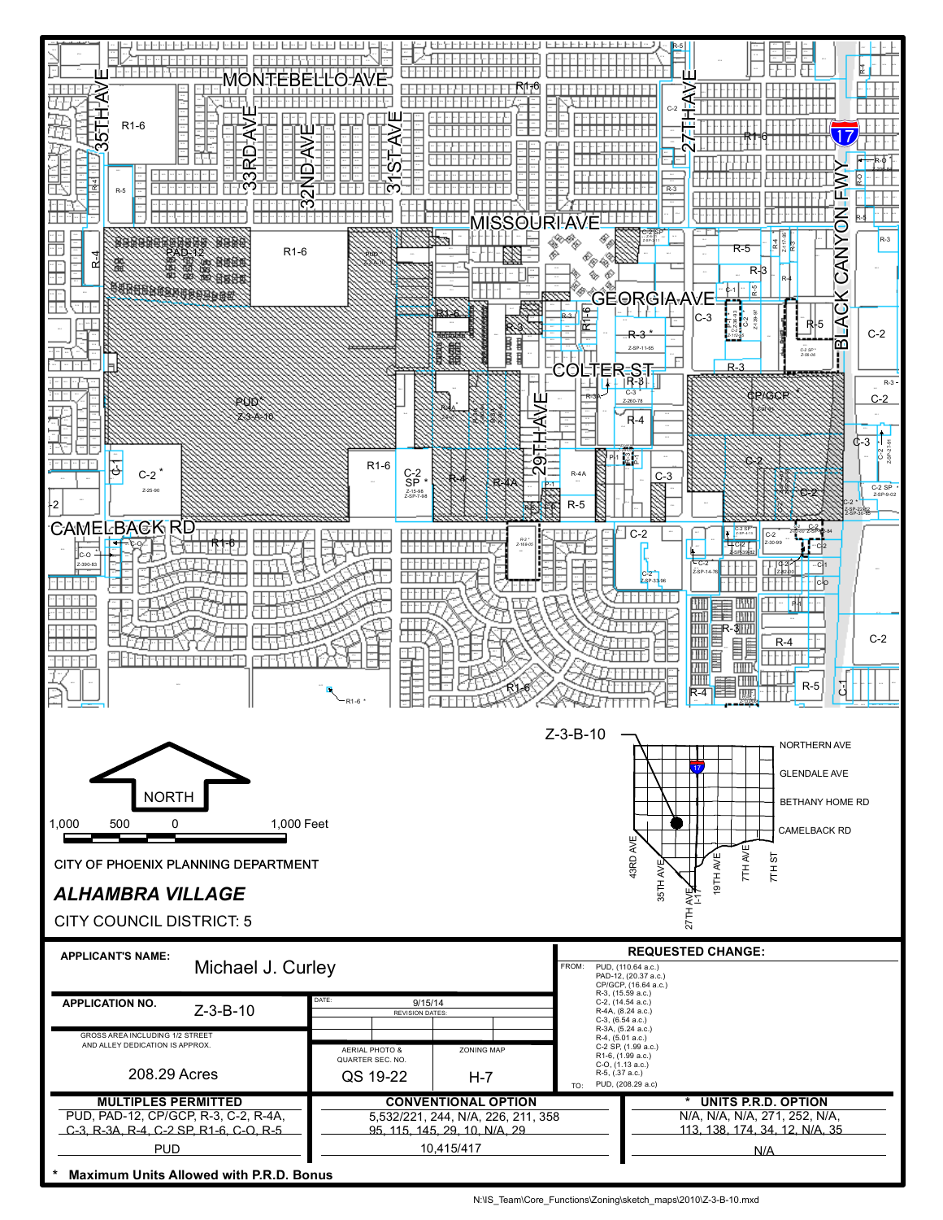CITY OF PHOENIX PLANNING DEPARTMENT

***ALHAMBRA VILLAGE***

CITY COUNCIL DISTRICT: 5

| APPLICANT'S NAME: Michael J. Curley | | REQUESTED CHANGE: |
|---|---|---|
| APPLICATION NO. Z-3-B-10 | DATE: 9/15/14 REVISION DATES: | FROM: PUD, (110.64 a.c.) PAD-12, (20.37 a.c.) CP/GCP, (16.64 a.c.) R-3, (15.59 a.c.) C-2, (14.54 a.c.) R-4A, (8.24 a.c.) C-3, (6.54 a.c.) R-3A, (5.24 a.c.) R-4, (5.01 a.c.) C-2 SP, (1.99 a.c.) R1-6, (1.99 a.c.) C-O, (1.13 a.c.) R-5, (.37 a.c.) |
| GROSS AREA INCLUDING 1/2 STREET AND ALLEY DEDICATION IS APPROX. 208.29 Acres | AERIAL PHOTO & QUARTER SEC. NO. QS 19-22 / ZONING MAP H-7 | TO: PUD, (208.29 a.c) |

| MULTIPLES PERMITTED | CONVENTIONAL OPTION | * UNITS P.R.D. OPTION |
|---|---|---|
| PUD, PAD-12, CP/GCP, R-3, C-2, R-4A, C-3, R-3A, R-4, C-2 SP, R1-6, C-O, R-5 | 5,532/221, 244, N/A, 226, 211, 358 95, 115, 145, 29, 10, N/A, 29 | N/A, N/A, N/A, 271, 252, N/A, 113, 138, 174, 34, 12, N/A, 35 |
| PUD | 10,415/417 | N/A |

\* **Maximum Units Allowed with P.R.D. Bonus**

N:\IS_Team\Core_Functions\Zoning\sketch_maps\2010\Z-3-B-10.mxd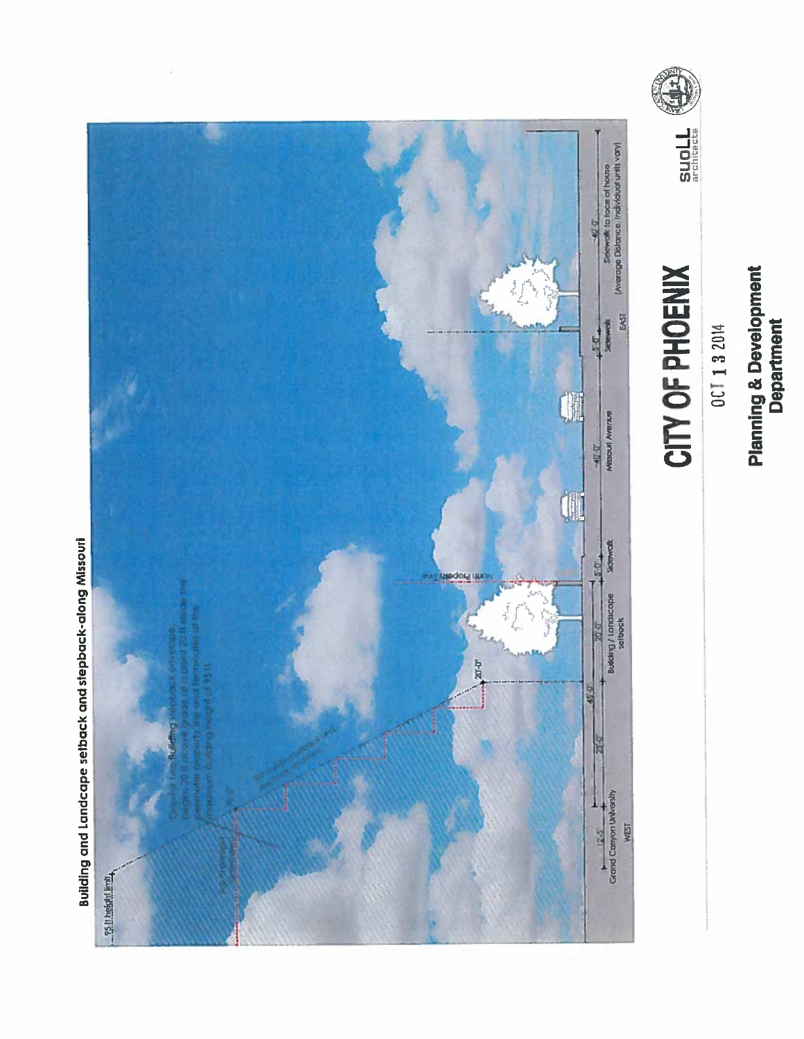## Building and Landscape setback and stepback-along Missouri

95 ft height limit

One-for-two Building stepback envelope begins 20 ft above grade at a point 20 ft inside the perimeter property line and terminates at the maximum building height of 95 ft.

70'-0"

20'-0"

North Property Line

| Grand Canyon University WEST | | | Building / Landscape setback | Sidewalk | Missouri Avenue | Sidewalk EAST | Sidewalk to face of house (Average Distance. Individual units vary) |
|---|---|---|---|---|---|---|---|
| 12'-5" | 25'-0" | 45'-0" | 20'-0" | 8'-0" | 40'-0" | 5'-0" | 40'-0" |

SUOLL architects

**CITY OF PHOENIX**

OCT 1 3 2014

**Planning & Development Department**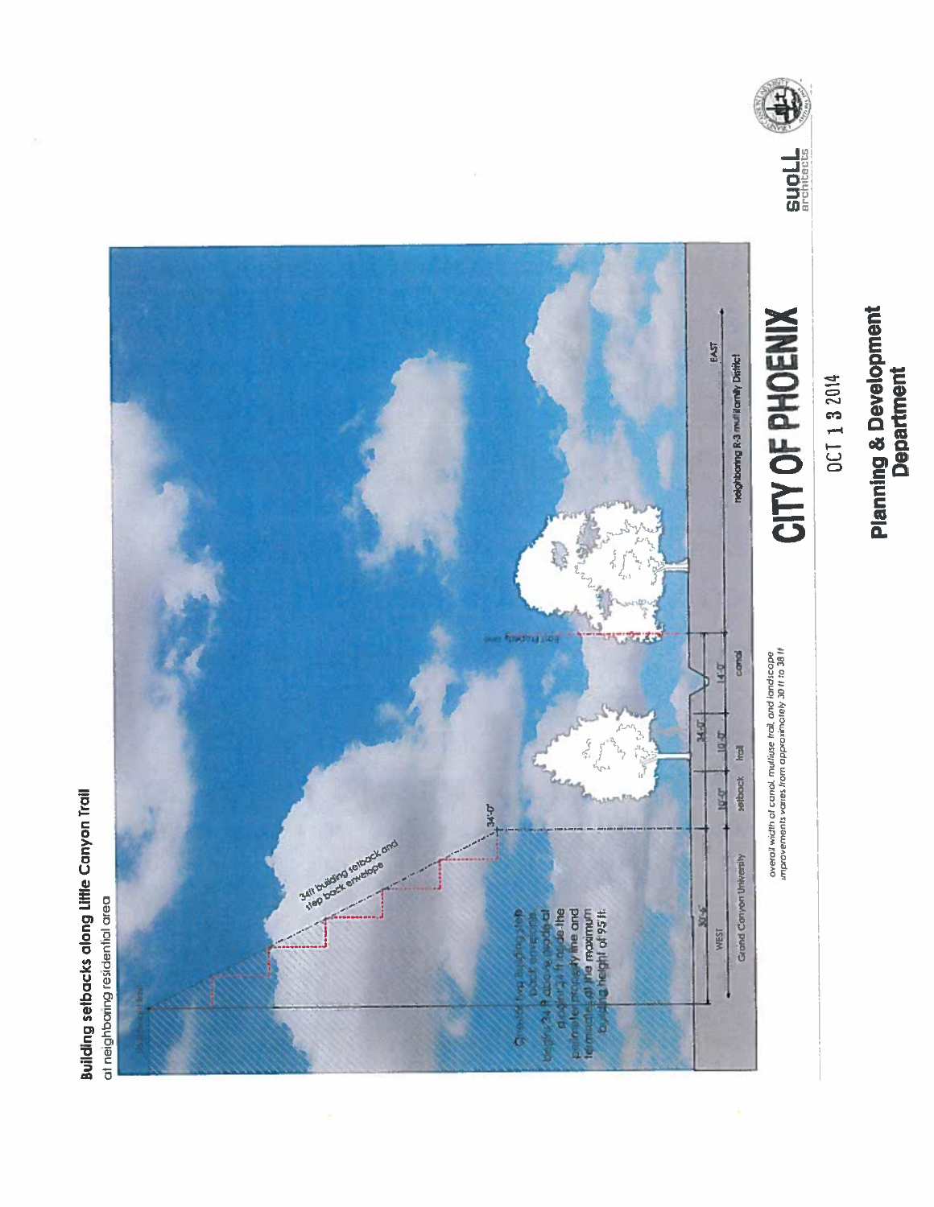## Building setbacks along Little Canyon Trail

at neighboring residential area

34ft building setback and step back envelope

One-to-two building step back envelope begins 24 ft above grade at a point 34 ft from the property line and terminates at the maximum building height of 95 ft.

34'-0"

30'-6" | 10'-0" | 10'-0" | 14'-0"

34'-0"

property line

WEST | Grand Canyon University | setback | trail | canal | neighboring R-3 multifamily District | EAST

*overall width of canal, multiuse trail, and landscape improvements varies from approximately 30 ft to 38 ft*

CITY OF PHOENIX

OCT 1 3 2014

Planning & Development Department

suoLL architects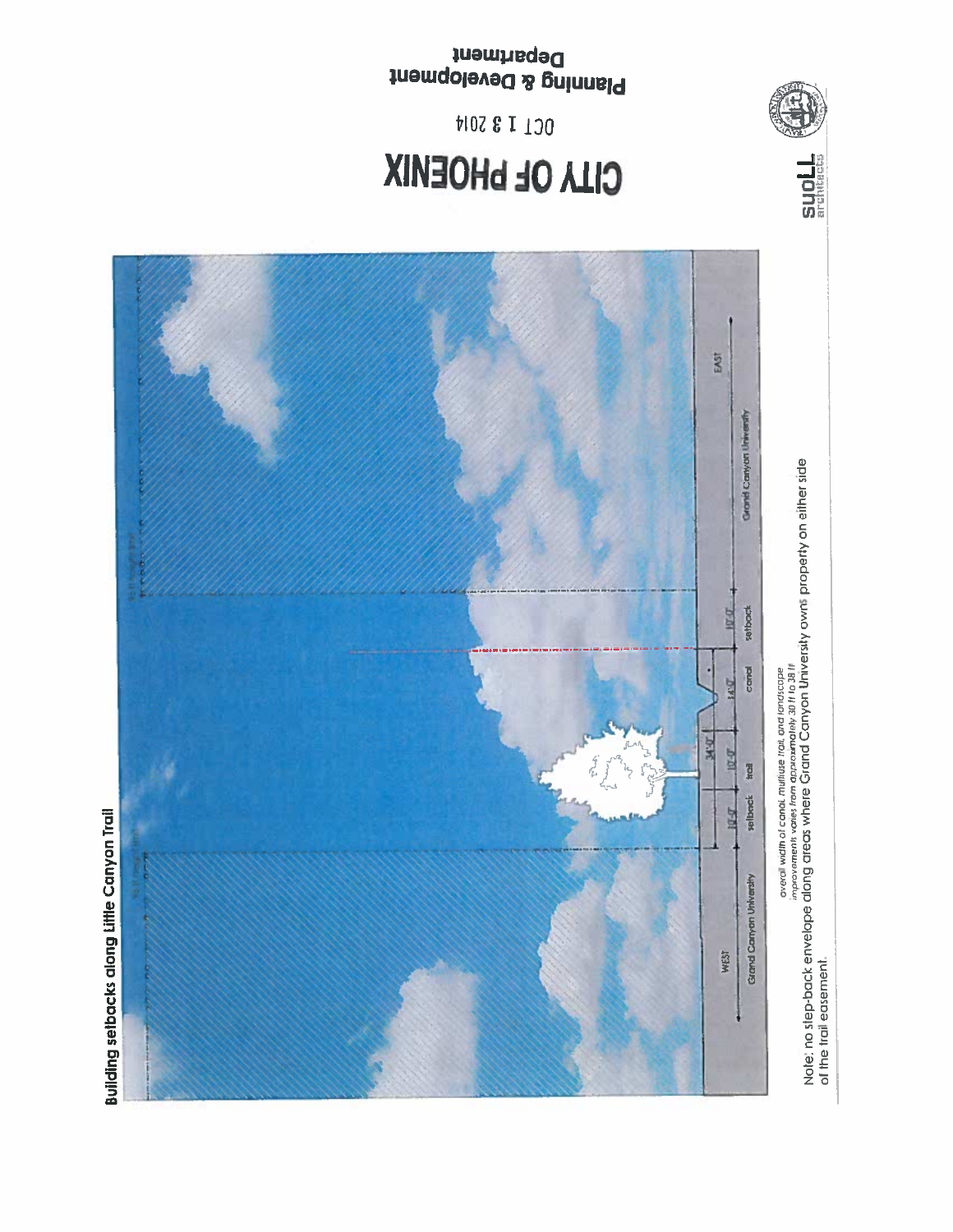## Building setbacks along Little Canyon Trail

WEST

EAST

Grand Canyon University

setback

trail

canal

setback

Grand Canyon University

10'-0"

10'-0"

14'-0"

10'-0"

34'-0"

overall width of canal, multiuse trail, and landscape improvements varies from approximately 30 ft to 38 ft

Note: no step-back envelope along areas where Grand Canyon University owns property on either side of the trail easement.

CITY OF PHOENIX

OCT 1 3 2014

Planning & Development Department

suoLL architects